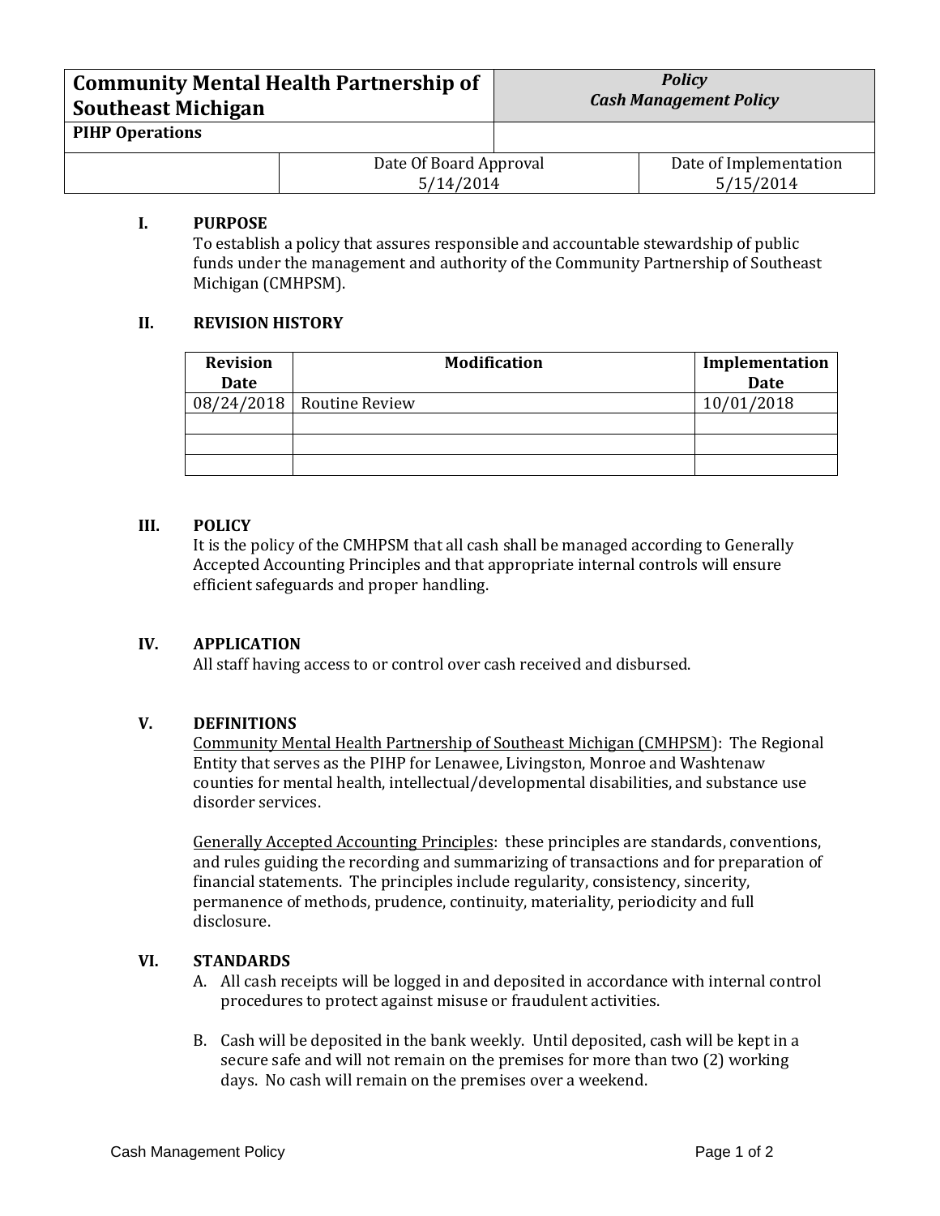| Community Mental Health Partnership of Southeast Michigan | | *Policy* *Cash Management Policy* |
|---|---|---|
| **PIHP Operations** | | |
| | Date Of Board Approval 5/14/2014 | Date of Implementation 5/15/2014 |

## I. PURPOSE

To establish a policy that assures responsible and accountable stewardship of public funds under the management and authority of the Community Partnership of Southeast Michigan (CMHPSM).

## II. REVISION HISTORY

| Revision Date | Modification | Implementation Date |
|---|---|---|
| 08/24/2018 | Routine Review | 10/01/2018 |
| | | |
| | | |
| | | |

## III. POLICY

It is the policy of the CMHPSM that all cash shall be managed according to Generally Accepted Accounting Principles and that appropriate internal controls will ensure efficient safeguards and proper handling.

## IV. APPLICATION

All staff having access to or control over cash received and disbursed.

## V. DEFINITIONS

Community Mental Health Partnership of Southeast Michigan (CMHPSM): The Regional Entity that serves as the PIHP for Lenawee, Livingston, Monroe and Washtenaw counties for mental health, intellectual/developmental disabilities, and substance use disorder services.

Generally Accepted Accounting Principles: these principles are standards, conventions, and rules guiding the recording and summarizing of transactions and for preparation of financial statements. The principles include regularity, consistency, sincerity, permanence of methods, prudence, continuity, materiality, periodicity and full disclosure.

## VI. STANDARDS

A. All cash receipts will be logged in and deposited in accordance with internal control procedures to protect against misuse or fraudulent activities.

B. Cash will be deposited in the bank weekly. Until deposited, cash will be kept in a secure safe and will not remain on the premises for more than two (2) working days. No cash will remain on the premises over a weekend.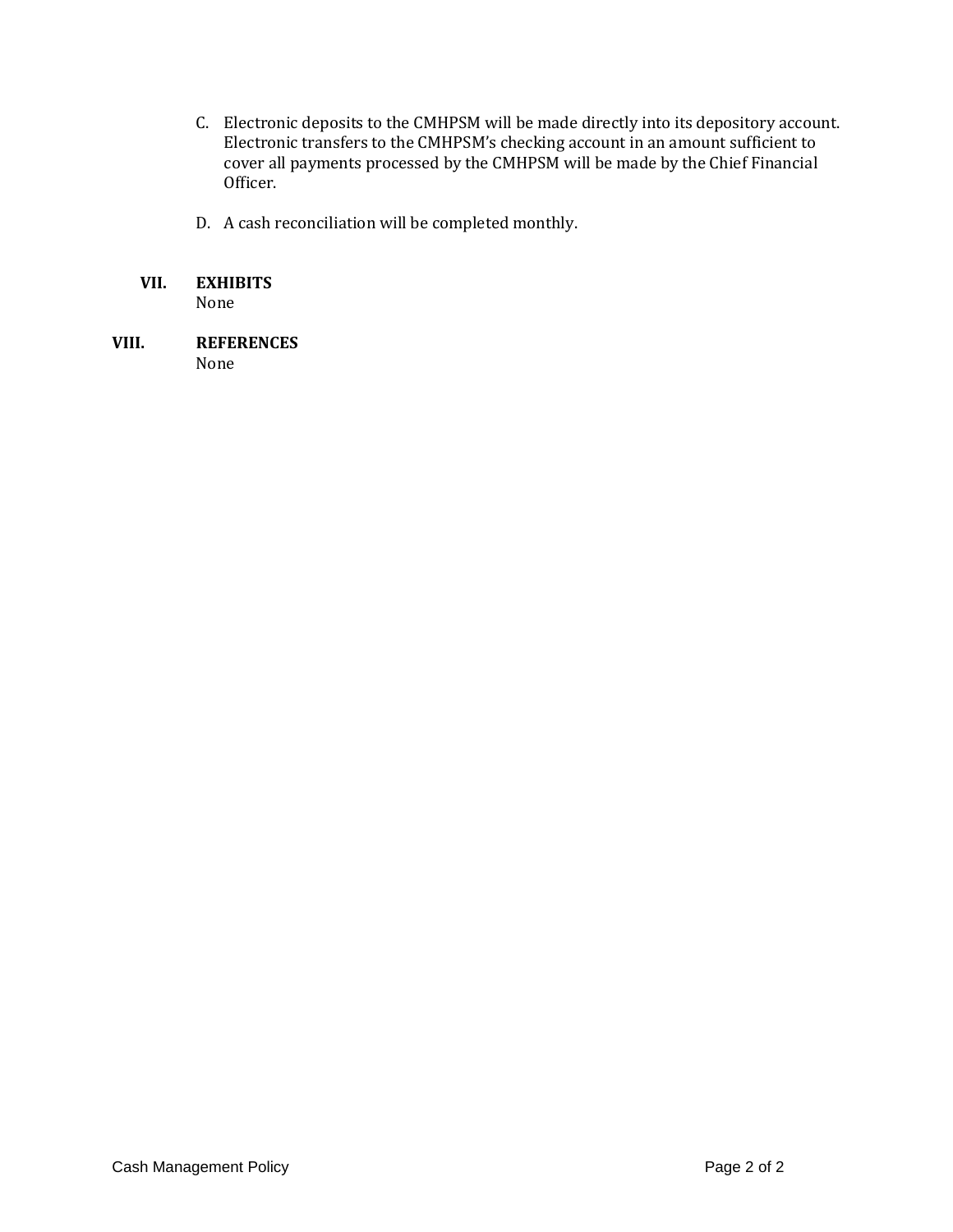C. Electronic deposits to the CMHPSM will be made directly into its depository account. Electronic transfers to the CMHPSM's checking account in an amount sufficient to cover all payments processed by the CMHPSM will be made by the Chief Financial Officer.

D. A cash reconciliation will be completed monthly.

## VII. EXHIBITS

None

## VIII. REFERENCES

None